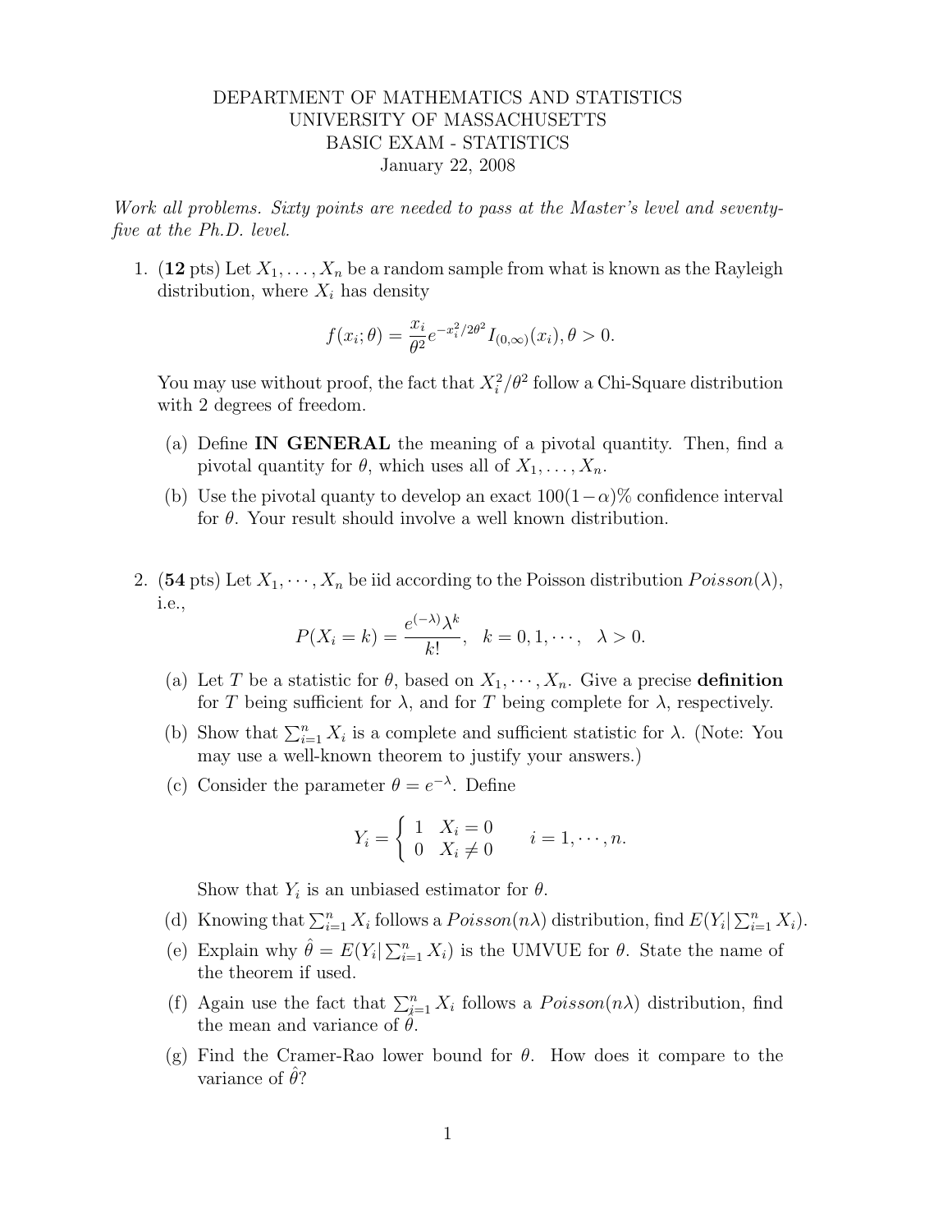DEPARTMENT OF MATHEMATICS AND STATISTICS
UNIVERSITY OF MASSACHUSETTS
BASIC EXAM - STATISTICS
January 22, 2008

*Work all problems. Sixty points are needed to pass at the Master's level and seventy-five at the Ph.D. level.*

1. (**12** pts) Let $X_1, \ldots, X_n$ be a random sample from what is known as the Rayleigh distribution, where $X_i$ has density

$$f(x_i; \theta) = \frac{x_i}{\theta^2} e^{-x_i^2/2\theta^2} I_{(0,\infty)}(x_i), \theta > 0.$$

You may use without proof, the fact that $X_i^2/\theta^2$ follow a Chi-Square distribution with 2 degrees of freedom.

   (a) Define **IN GENERAL** the meaning of a pivotal quantity. Then, find a pivotal quantity for $\theta$, which uses all of $X_1, \ldots, X_n$.

   (b) Use the pivotal quanty to develop an exact $100(1-\alpha)\%$ confidence interval for $\theta$. Your result should involve a well known distribution.

2. (**54** pts) Let $X_1, \cdots, X_n$ be iid according to the Poisson distribution $Poisson(\lambda)$, i.e.,

$$P(X_i = k) = \frac{e^{(-\lambda)}\lambda^k}{k!}, \quad k = 0, 1, \cdots, \quad \lambda > 0.$$

   (a) Let $T$ be a statistic for $\theta$, based on $X_1, \cdots, X_n$. Give a precise **definition** for $T$ being sufficient for $\lambda$, and for $T$ being complete for $\lambda$, respectively.

   (b) Show that $\sum_{i=1}^n X_i$ is a complete and sufficient statistic for $\lambda$. (Note: You may use a well-known theorem to justify your answers.)

   (c) Consider the parameter $\theta = e^{-\lambda}$. Define

$$Y_i = \begin{cases} 1 & X_i = 0 \\ 0 & X_i \neq 0 \end{cases} \qquad i = 1, \cdots, n.$$

   Show that $Y_i$ is an unbiased estimator for $\theta$.

   (d) Knowing that $\sum_{i=1}^n X_i$ follows a $Poisson(n\lambda)$ distribution, find $E(Y_i | \sum_{i=1}^n X_i)$.

   (e) Explain why $\hat{\theta} = E(Y_i | \sum_{i=1}^n X_i)$ is the UMVUE for $\theta$. State the name of the theorem if used.

   (f) Again use the fact that $\sum_{i=1}^n X_i$ follows a $Poisson(n\lambda)$ distribution, find the mean and variance of $\hat{\theta}$.

   (g) Find the Cramer-Rao lower bound for $\theta$. How does it compare to the variance of $\hat{\theta}$?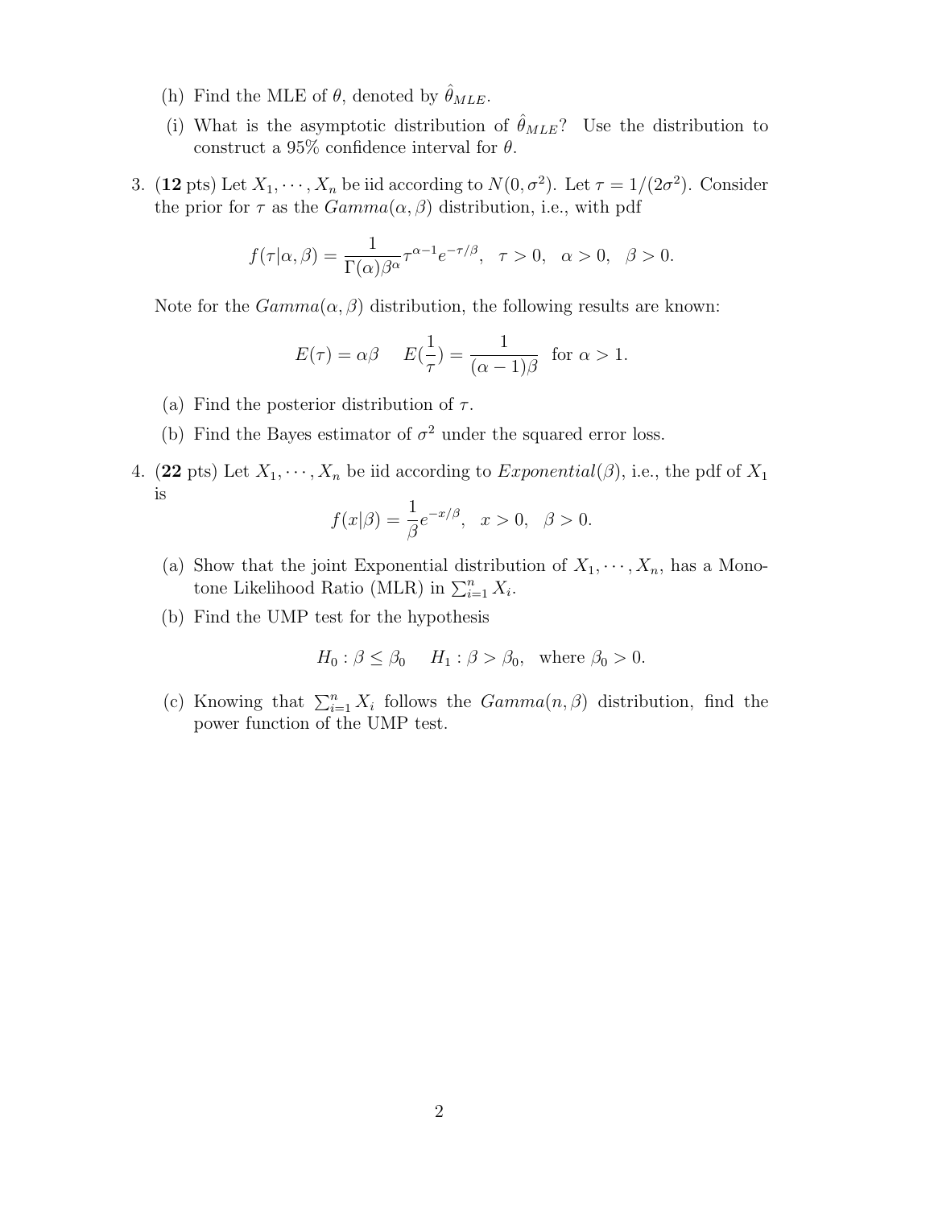(h) Find the MLE of $\theta$, denoted by $\hat{\theta}_{MLE}$.

(i) What is the asymptotic distribution of $\hat{\theta}_{MLE}$? Use the distribution to construct a 95% confidence interval for $\theta$.

3. (**12** pts) Let $X_1, \cdots, X_n$ be iid according to $N(0, \sigma^2)$. Let $\tau = 1/(2\sigma^2)$. Consider the prior for $\tau$ as the $Gamma(\alpha, \beta)$ distribution, i.e., with pdf

$$f(\tau|\alpha, \beta) = \frac{1}{\Gamma(\alpha)\beta^\alpha}\tau^{\alpha-1}e^{-\tau/\beta}, \quad \tau > 0, \quad \alpha > 0, \quad \beta > 0.$$

Note for the $Gamma(\alpha, \beta)$ distribution, the following results are known:

$$E(\tau) = \alpha\beta \quad E(\frac{1}{\tau}) = \frac{1}{(\alpha-1)\beta} \text{ for } \alpha > 1.$$

(a) Find the posterior distribution of $\tau$.

(b) Find the Bayes estimator of $\sigma^2$ under the squared error loss.

4. (**22** pts) Let $X_1, \cdots, X_n$ be iid according to $Exponential(\beta)$, i.e., the pdf of $X_1$ is

$$f(x|\beta) = \frac{1}{\beta}e^{-x/\beta}, \quad x > 0, \quad \beta > 0.$$

(a) Show that the joint Exponential distribution of $X_1, \cdots, X_n$, has a Monotone Likelihood Ratio (MLR) in $\sum_{i=1}^n X_i$.

(b) Find the UMP test for the hypothesis

$$H_0 : \beta \leq \beta_0 \quad H_1 : \beta > \beta_0, \text{ where } \beta_0 > 0.$$

(c) Knowing that $\sum_{i=1}^n X_i$ follows the $Gamma(n, \beta)$ distribution, find the power function of the UMP test.